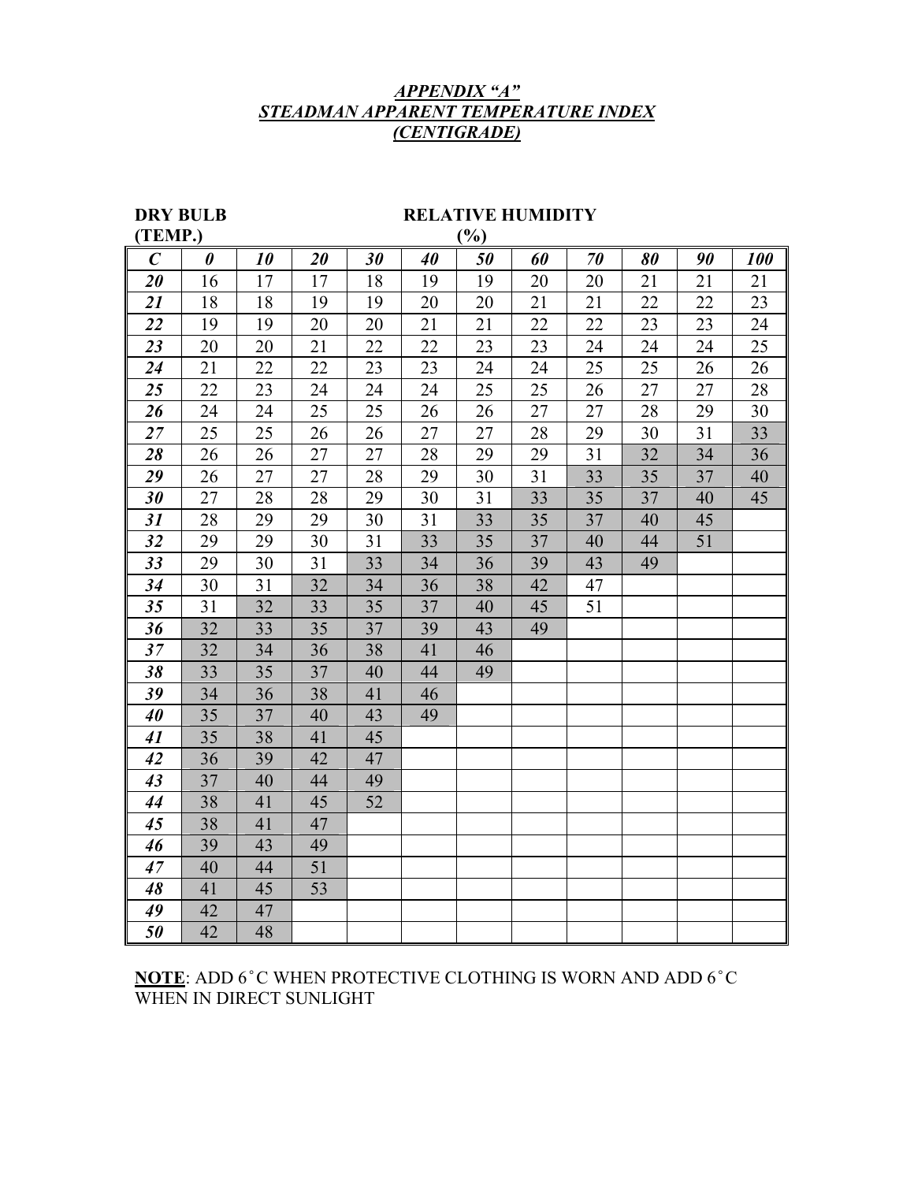# *APPENDIX "A"*
# *STEADMAN APPARENT TEMPERATURE INDEX*
# *(CENTIGRADE)*

**DRY BULB (TEMP.)** | **RELATIVE HUMIDITY (%)**

| ***C*** | ***0*** | ***10*** | ***20*** | ***30*** | ***40*** | ***50*** | ***60*** | ***70*** | ***80*** | ***90*** | ***100*** |
|---|---|---|---|---|---|---|---|---|---|---|---|
| ***20*** | 16 | 17 | 17 | 18 | 19 | 19 | 20 | 20 | 21 | 21 | 21 |
| ***21*** | 18 | 18 | 19 | 19 | 20 | 20 | 21 | 21 | 22 | 22 | 23 |
| ***22*** | 19 | 19 | 20 | 20 | 21 | 21 | 22 | 22 | 23 | 23 | 24 |
| ***23*** | 20 | 20 | 21 | 22 | 22 | 23 | 23 | 24 | 24 | 24 | 25 |
| ***24*** | 21 | 22 | 22 | 23 | 23 | 24 | 24 | 25 | 25 | 26 | 26 |
| ***25*** | 22 | 23 | 24 | 24 | 24 | 25 | 25 | 26 | 27 | 27 | 28 |
| ***26*** | 24 | 24 | 25 | 25 | 26 | 26 | 27 | 27 | 28 | 29 | 30 |
| ***27*** | 25 | 25 | 26 | 26 | 27 | 27 | 28 | 29 | 30 | 31 | 33 |
| ***28*** | 26 | 26 | 27 | 27 | 28 | 29 | 29 | 31 | 32 | 34 | 36 |
| ***29*** | 26 | 27 | 27 | 28 | 29 | 30 | 31 | 33 | 35 | 37 | 40 |
| ***30*** | 27 | 28 | 28 | 29 | 30 | 31 | 33 | 35 | 37 | 40 | 45 |
| ***31*** | 28 | 29 | 29 | 30 | 31 | 33 | 35 | 37 | 40 | 45 | |
| ***32*** | 29 | 29 | 30 | 31 | 33 | 35 | 37 | 40 | 44 | 51 | |
| ***33*** | 29 | 30 | 31 | 33 | 34 | 36 | 39 | 43 | 49 | | |
| ***34*** | 30 | 31 | 32 | 34 | 36 | 38 | 42 | 47 | | | |
| ***35*** | 31 | 32 | 33 | 35 | 37 | 40 | 45 | 51 | | | |
| ***36*** | 32 | 33 | 35 | 37 | 39 | 43 | 49 | | | | |
| ***37*** | 32 | 34 | 36 | 38 | 41 | 46 | | | | | |
| ***38*** | 33 | 35 | 37 | 40 | 44 | 49 | | | | | |
| ***39*** | 34 | 36 | 38 | 41 | 46 | | | | | | |
| ***40*** | 35 | 37 | 40 | 43 | 49 | | | | | | |
| ***41*** | 35 | 38 | 41 | 45 | | | | | | | |
| ***42*** | 36 | 39 | 42 | 47 | | | | | | | |
| ***43*** | 37 | 40 | 44 | 49 | | | | | | | |
| ***44*** | 38 | 41 | 45 | 52 | | | | | | | |
| ***45*** | 38 | 41 | 47 | | | | | | | | |
| ***46*** | 39 | 43 | 49 | | | | | | | | |
| ***47*** | 40 | 44 | 51 | | | | | | | | |
| ***48*** | 41 | 45 | 53 | | | | | | | | |
| ***49*** | 42 | 47 | | | | | | | | | |
| ***50*** | 42 | 48 | | | | | | | | | |

**NOTE**: ADD 6˚C WHEN PROTECTIVE CLOTHING IS WORN AND ADD 6˚C WHEN IN DIRECT SUNLIGHT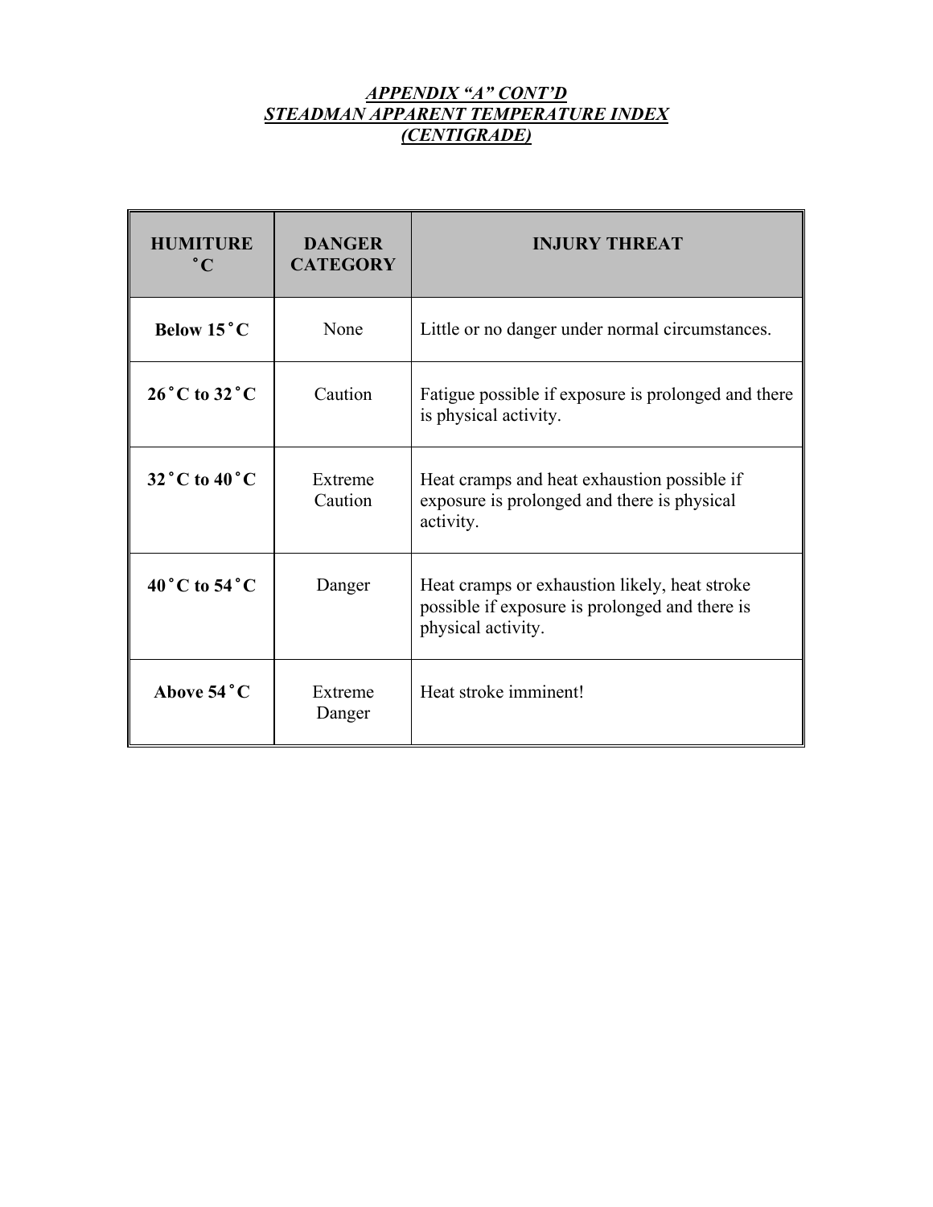***APPENDIX "A" CONT'D***
***STEADMAN APPARENT TEMPERATURE INDEX***
***(CENTIGRADE)***

| HUMITURE ˚C | DANGER CATEGORY | INJURY THREAT |
|---|---|---|
| **Below 15˚C** | None | Little or no danger under normal circumstances. |
| **26˚C to 32˚C** | Caution | Fatigue possible if exposure is prolonged and there is physical activity. |
| **32˚C to 40˚C** | Extreme Caution | Heat cramps and heat exhaustion possible if exposure is prolonged and there is physical activity. |
| **40˚C to 54˚C** | Danger | Heat cramps or exhaustion likely, heat stroke possible if exposure is prolonged and there is physical activity. |
| **Above 54˚C** | Extreme Danger | Heat stroke imminent! |